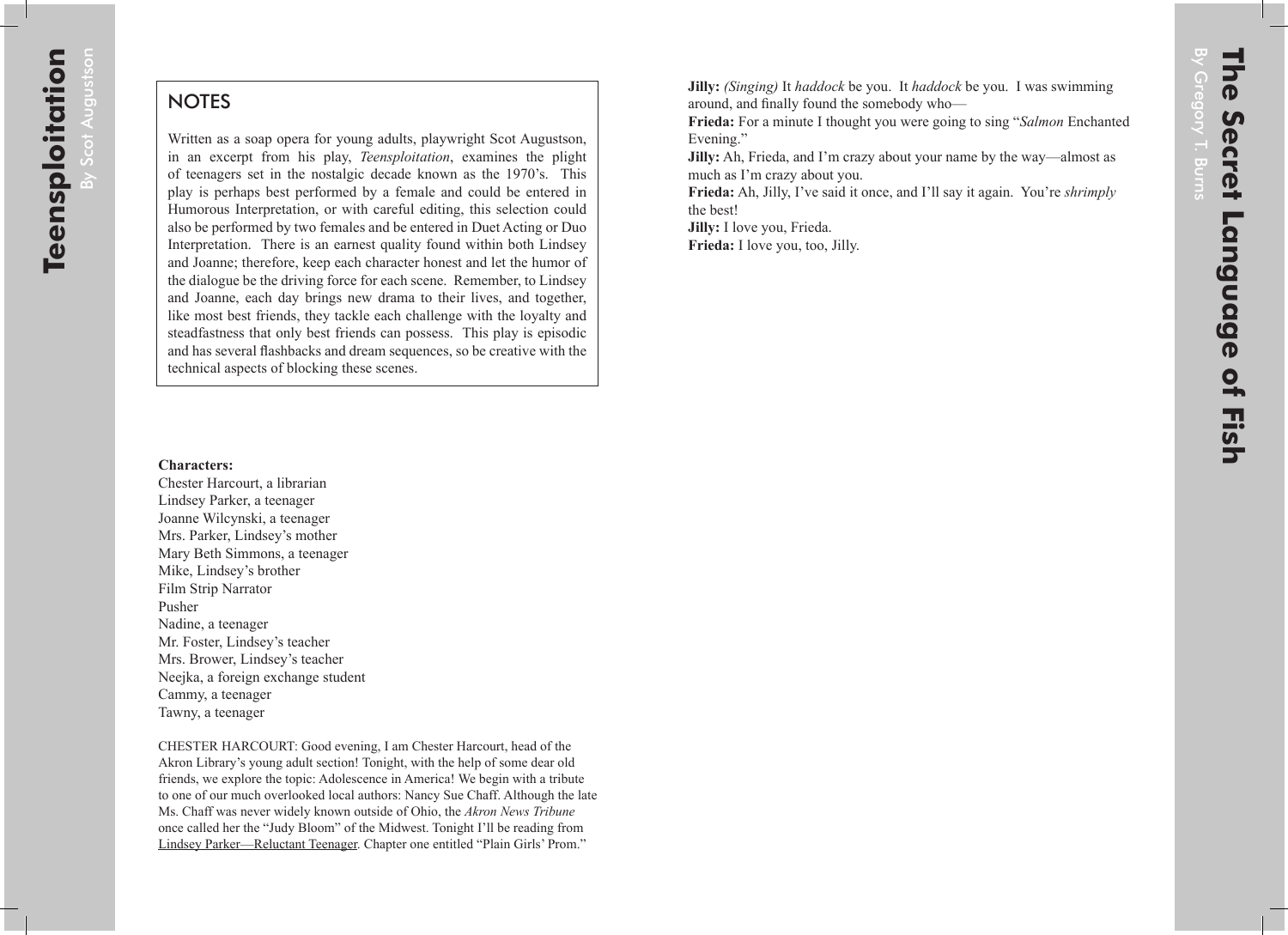## NOTES

Written as a soap opera for young adults, playwright Scot Augustson, in an excerpt from his play, *Teensploitation*, examines the plight of teenagers set in the nostalgic decade known as the 1970's. This play is perhaps best performed by a female and could be entered in Humorous Interpretation, or with careful editing, this selection could also be performed by two females and be entered in Duet Acting or Duo Interpretation. There is an earnest quality found within both Lindsey and Joanne; therefore, keep each character honest and let the humor of the dialogue be the driving force for each scene. Remember, to Lindsey and Joanne, each day brings new drama to their lives, and together, like most best friends, they tackle each challenge with the loyalty and steadfastness that only best friends can possess. This play is episodic and has several flashbacks and dream sequences, so be creative with the technical aspects of blocking these scenes.

**Characters:**
Chester Harcourt, a librarian
Lindsey Parker, a teenager
Joanne Wilcynski, a teenager
Mrs. Parker, Lindsey's mother
Mary Beth Simmons, a teenager
Mike, Lindsey's brother
Film Strip Narrator
Pusher
Nadine, a teenager
Mr. Foster, Lindsey's teacher
Mrs. Brower, Lindsey's teacher
Neejka, a foreign exchange student
Cammy, a teenager
Tawny, a teenager

CHESTER HARCOURT: Good evening, I am Chester Harcourt, head of the Akron Library's young adult section! Tonight, with the help of some dear old friends, we explore the topic: Adolescence in America! We begin with a tribute to one of our much overlooked local authors: Nancy Sue Chaff. Although the late Ms. Chaff was never widely known outside of Ohio, the *Akron News Tribune* once called her the "Judy Bloom" of the Midwest. Tonight I'll be reading from <u>Lindsey Parker—Reluctant Teenager</u>. Chapter one entitled "Plain Girls' Prom."

**Jilly:** *(Singing)* It *haddock* be you. It *haddock* be you. I was swimming around, and finally found the somebody who—
**Frieda:** For a minute I thought you were going to sing "*Salmon* Enchanted Evening."
**Jilly:** Ah, Frieda, and I'm crazy about your name by the way—almost as much as I'm crazy about you.
**Frieda:** Ah, Jilly, I've said it once, and I'll say it again. You're *shrimply* the best!
**Jilly:** I love you, Frieda.
**Frieda:** I love you, too, Jilly.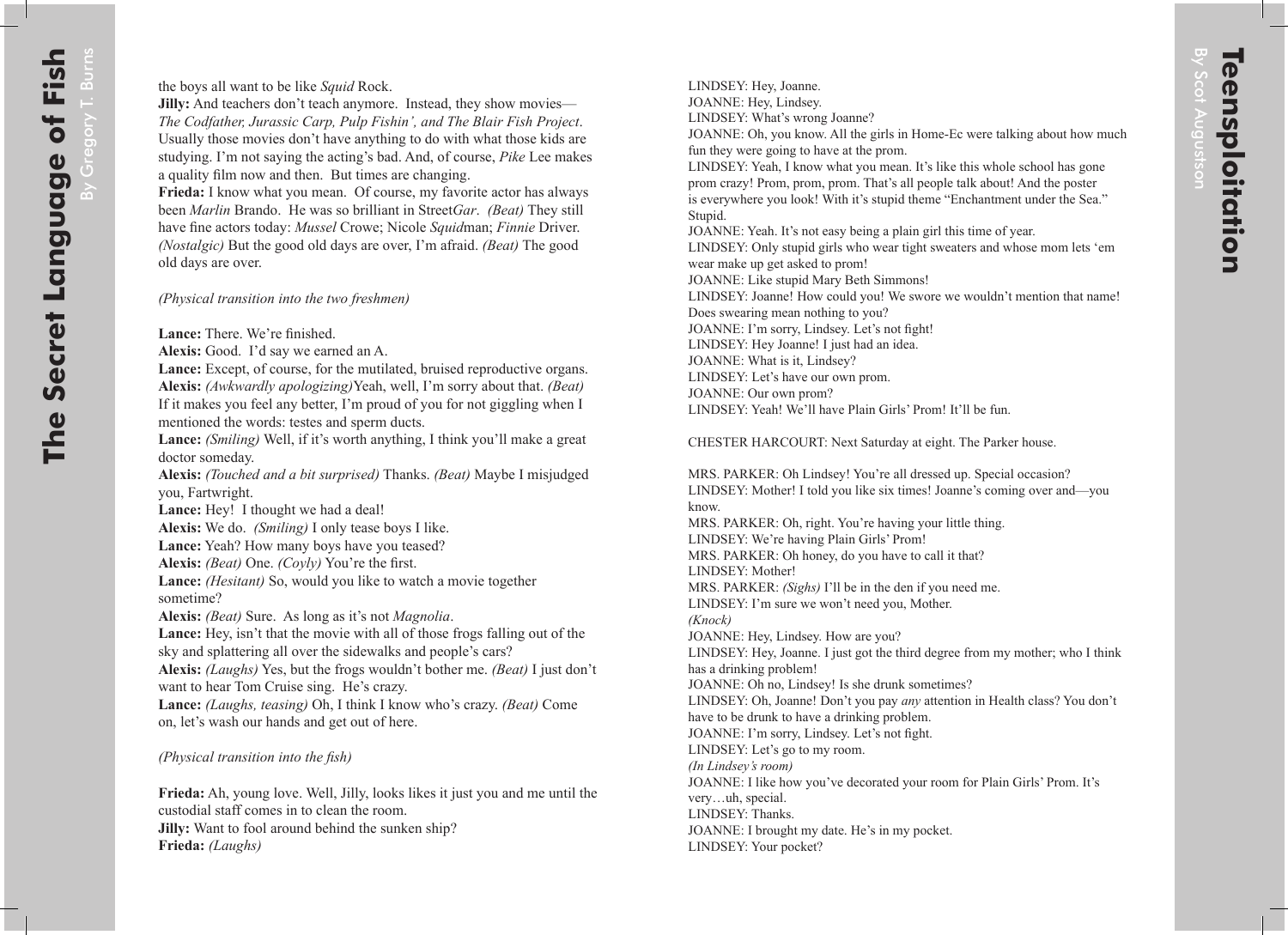the boys all want to be like *Squid* Rock.

**Jilly:** And teachers don't teach anymore. Instead, they show movies—*The Codfather, Jurassic Carp, Pulp Fishin', and The Blair Fish Project*. Usually those movies don't have anything to do with what those kids are studying. I'm not saying the acting's bad. And, of course, *Pike* Lee makes a quality film now and then. But times are changing.

**Frieda:** I know what you mean. Of course, my favorite actor has always been *Marlin* Brando. He was so brilliant in Street*Gar*. *(Beat)* They still have fine actors today: *Mussel* Crowe; Nicole *Squid*man; *Finnie* Driver. *(Nostalgic)* But the good old days are over, I'm afraid. *(Beat)* The good old days are over.

*(Physical transition into the two freshmen)*

**Lance:** There. We're finished.

**Alexis:** Good. I'd say we earned an A.

**Lance:** Except, of course, for the mutilated, bruised reproductive organs.

**Alexis:** *(Awkwardly apologizing)*Yeah, well, I'm sorry about that. *(Beat)* If it makes you feel any better, I'm proud of you for not giggling when I mentioned the words: testes and sperm ducts.

**Lance:** *(Smiling)* Well, if it's worth anything, I think you'll make a great doctor someday.

**Alexis:** *(Touched and a bit surprised)* Thanks. *(Beat)* Maybe I misjudged you, Fartwright.

**Lance:** Hey! I thought we had a deal!

**Alexis:** We do. *(Smiling)* I only tease boys I like.

**Lance:** Yeah? How many boys have you teased?

**Alexis:** *(Beat)* One. *(Coyly)* You're the first.

**Lance:** *(Hesitant)* So, would you like to watch a movie together sometime?

**Alexis:** *(Beat)* Sure. As long as it's not *Magnolia*.

**Lance:** Hey, isn't that the movie with all of those frogs falling out of the sky and splattering all over the sidewalks and people's cars?

**Alexis:** *(Laughs)* Yes, but the frogs wouldn't bother me. *(Beat)* I just don't want to hear Tom Cruise sing. He's crazy.

**Lance:** *(Laughs, teasing)* Oh, I think I know who's crazy. *(Beat)* Come on, let's wash our hands and get out of here.

*(Physical transition into the fish)*

**Frieda:** Ah, young love. Well, Jilly, looks likes it just you and me until the custodial staff comes in to clean the room.

**Jilly:** Want to fool around behind the sunken ship?

**Frieda:** *(Laughs)*

# Teensploitation

By Scot Augustson

LINDSEY: Hey, Joanne.
JOANNE: Hey, Lindsey.
LINDSEY: What's wrong Joanne?
JOANNE: Oh, you know. All the girls in Home-Ec were talking about how much fun they were going to have at the prom.
LINDSEY: Yeah, I know what you mean. It's like this whole school has gone prom crazy! Prom, prom, prom. That's all people talk about! And the poster is everywhere you look! With it's stupid theme "Enchantment under the Sea." Stupid.
JOANNE: Yeah. It's not easy being a plain girl this time of year.
LINDSEY: Only stupid girls who wear tight sweaters and whose mom lets 'em wear make up get asked to prom!
JOANNE: Like stupid Mary Beth Simmons!
LINDSEY: Joanne! How could you! We swore we wouldn't mention that name! Does swearing mean nothing to you?
JOANNE: I'm sorry, Lindsey. Let's not fight!
LINDSEY: Hey Joanne! I just had an idea.
JOANNE: What is it, Lindsey?
LINDSEY: Let's have our own prom.
JOANNE: Our own prom?
LINDSEY: Yeah! We'll have Plain Girls' Prom! It'll be fun.

CHESTER HARCOURT: Next Saturday at eight. The Parker house.

MRS. PARKER: Oh Lindsey! You're all dressed up. Special occasion?
LINDSEY: Mother! I told you like six times! Joanne's coming over and—you know.
MRS. PARKER: Oh, right. You're having your little thing.
LINDSEY: We're having Plain Girls' Prom!
MRS. PARKER: Oh honey, do you have to call it that?
LINDSEY: Mother!
MRS. PARKER: *(Sighs)* I'll be in the den if you need me.
LINDSEY: I'm sure we won't need you, Mother.
*(Knock)*
JOANNE: Hey, Lindsey. How are you?
LINDSEY: Hey, Joanne. I just got the third degree from my mother; who I think has a drinking problem!
JOANNE: Oh no, Lindsey! Is she drunk sometimes?
LINDSEY: Oh, Joanne! Don't you pay *any* attention in Health class? You don't have to be drunk to have a drinking problem.
JOANNE: I'm sorry, Lindsey. Let's not fight.
LINDSEY: Let's go to my room.
*(In Lindsey's room)*
JOANNE: I like how you've decorated your room for Plain Girls' Prom. It's very…uh, special.
LINDSEY: Thanks.
JOANNE: I brought my date. He's in my pocket.
LINDSEY: Your pocket?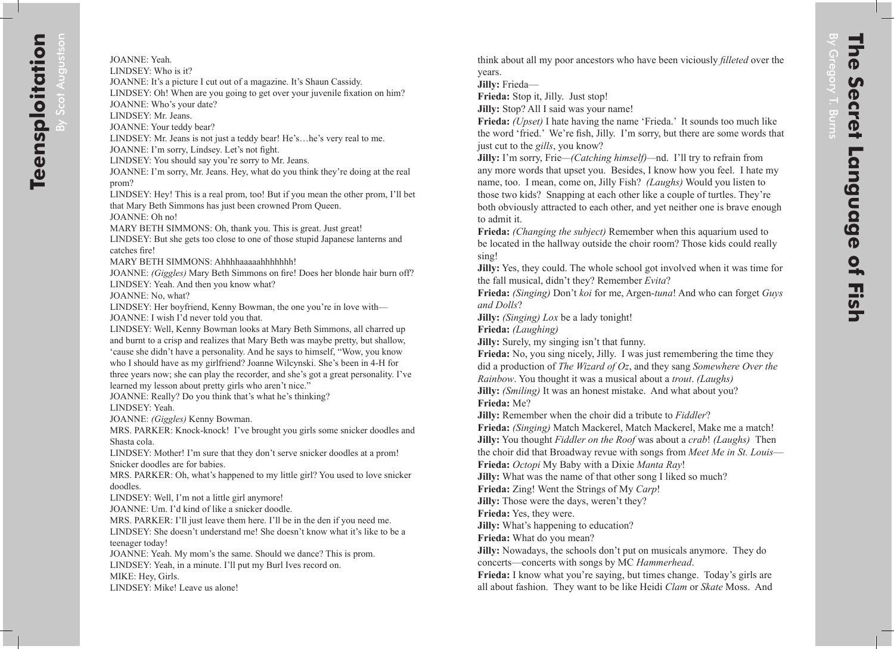JOANNE: Yeah.
LINDSEY: Who is it?
JOANNE: It's a picture I cut out of a magazine. It's Shaun Cassidy.
LINDSEY: Oh! When are you going to get over your juvenile fixation on him?
JOANNE: Who's your date?
LINDSEY: Mr. Jeans.
JOANNE: Your teddy bear?
LINDSEY: Mr. Jeans is not just a teddy bear! He's…he's very real to me.
JOANNE: I'm sorry, Lindsey. Let's not fight.
LINDSEY: You should say you're sorry to Mr. Jeans.
JOANNE: I'm sorry, Mr. Jeans. Hey, what do you think they're doing at the real prom?
LINDSEY: Hey! This is a real prom, too! But if you mean the other prom, I'll bet that Mary Beth Simmons has just been crowned Prom Queen.
JOANNE: Oh no!
MARY BETH SIMMONS: Oh, thank you. This is great. Just great!
LINDSEY: But she gets too close to one of those stupid Japanese lanterns and catches fire!
MARY BETH SIMMONS: Ahhhhaaaaahhhhhhh!
JOANNE: *(Giggles)* Mary Beth Simmons on fire! Does her blonde hair burn off?
LINDSEY: Yeah. And then you know what?
JOANNE: No, what?
LINDSEY: Her boyfriend, Kenny Bowman, the one you're in love with—
JOANNE: I wish I'd never told you that.
LINDSEY: Well, Kenny Bowman looks at Mary Beth Simmons, all charred up and burnt to a crisp and realizes that Mary Beth was maybe pretty, but shallow, 'cause she didn't have a personality. And he says to himself, "Wow, you know who I should have as my girlfriend? Joanne Wilcynski. She's been in 4-H for three years now; she can play the recorder, and she's got a great personality. I've learned my lesson about pretty girls who aren't nice."
JOANNE: Really? Do you think that's what he's thinking?
LINDSEY: Yeah.
JOANNE: *(Giggles)* Kenny Bowman.
MRS. PARKER: Knock-knock! I've brought you girls some snicker doodles and Shasta cola.
LINDSEY: Mother! I'm sure that they don't serve snicker doodles at a prom! Snicker doodles are for babies.
MRS. PARKER: Oh, what's happened to my little girl? You used to love snicker doodles.
LINDSEY: Well, I'm not a little girl anymore!
JOANNE: Um. I'd kind of like a snicker doodle.
MRS. PARKER: I'll just leave them here. I'll be in the den if you need me.
LINDSEY: She doesn't understand me! She doesn't know what it's like to be a teenager today!
JOANNE: Yeah. My mom's the same. Should we dance? This is prom.
LINDSEY: Yeah, in a minute. I'll put my Burl Ives record on.
MIKE: Hey, Girls.
LINDSEY: Mike! Leave us alone!

think about all my poor ancestors who have been viciously *filleted* over the years.
**Jilly:** Frieda—
**Frieda:** Stop it, Jilly. Just stop!
**Jilly:** Stop? All I said was your name!
**Frieda:** *(Upset)* I hate having the name 'Frieda.' It sounds too much like the word 'fried.' We're fish, Jilly. I'm sorry, but there are some words that just cut to the *gills*, you know?
**Jilly:** I'm sorry, Frie—*(Catching himself)*—nd. I'll try to refrain from any more words that upset you. Besides, I know how you feel. I hate my name, too. I mean, come on, Jilly Fish? *(Laughs)* Would you listen to those two kids? Snapping at each other like a couple of turtles. They're both obviously attracted to each other, and yet neither one is brave enough to admit it.
**Frieda:** *(Changing the subject)* Remember when this aquarium used to be located in the hallway outside the choir room? Those kids could really sing!
**Jilly:** Yes, they could. The whole school got involved when it was time for the fall musical, didn't they? Remember *Evita*?
**Frieda:** *(Singing)* Don't *koi* for me, Argen-*tuna*! And who can forget *Guys and Dolls*?
**Jilly:** *(Singing) Lox* be a lady tonight!
**Frieda:** *(Laughing)*
**Jilly:** Surely, my singing isn't that funny.
**Frieda:** No, you sing nicely, Jilly. I was just remembering the time they did a production of *The Wizard of Oz*, and they sang *Somewhere Over the Rainbow*. You thought it was a musical about a *trout*. *(Laughs)*
**Jilly:** *(Smiling)* It was an honest mistake. And what about you?
**Frieda:** Me?
**Jilly:** Remember when the choir did a tribute to *Fiddler*?
**Frieda:** *(Singing)* Match Mackerel, Match Mackerel, Make me a match!
**Jilly:** You thought *Fiddler on the Roof* was about a *crab*! *(Laughs)* Then the choir did that Broadway revue with songs from *Meet Me in St. Louis*—
**Frieda:** *Octopi* My Baby with a Dixie *Manta Ray*!
**Jilly:** What was the name of that other song I liked so much?
**Frieda:** Zing! Went the Strings of My *Carp*!
**Jilly:** Those were the days, weren't they?
**Frieda:** Yes, they were.
**Jilly:** What's happening to education?
**Frieda:** What do you mean?
**Jilly:** Nowadays, the schools don't put on musicals anymore. They do concerts—concerts with songs by MC *Hammerhead*.
**Frieda:** I know what you're saying, but times change. Today's girls are all about fashion. They want to be like Heidi *Clam* or *Skate* Moss. And